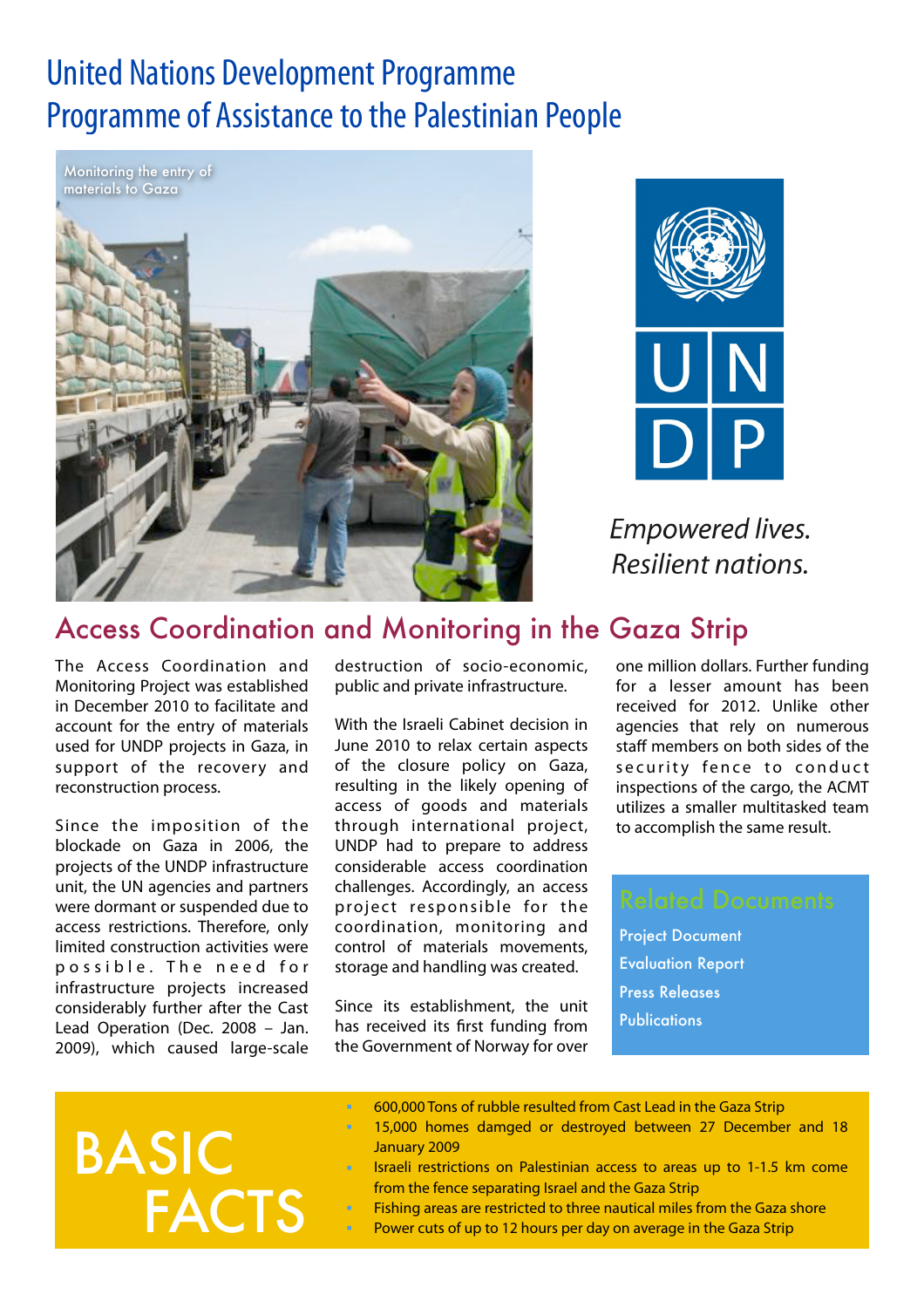# United Nations Development Programme
# Programme of Assistance to the Palestinian People

Monitoring the entry of materials to Gaza

*Empowered lives. Resilient nations.*

## Access Coordination and Monitoring in the Gaza Strip

The Access Coordination and Monitoring Project was established in December 2010 to facilitate and account for the entry of materials used for UNDP projects in Gaza, in support of the recovery and reconstruction process.

Since the imposition of the blockade on Gaza in 2006, the projects of the UNDP infrastructure unit, the UN agencies and partners were dormant or suspended due to access restrictions. Therefore, only limited construction activities were possible. The need for infrastructure projects increased considerably further after the Cast Lead Operation (Dec. 2008 – Jan. 2009), which caused large-scale destruction of socio-economic, public and private infrastructure.

With the Israeli Cabinet decision in June 2010 to relax certain aspects of the closure policy on Gaza, resulting in the likely opening of access of goods and materials through international project, UNDP had to prepare to address considerable access coordination challenges. Accordingly, an access project responsible for the coordination, monitoring and control of materials movements, storage and handling was created.

Since its establishment, the unit has received its first funding from the Government of Norway for over one million dollars. Further funding for a lesser amount has been received for 2012. Unlike other agencies that rely on numerous staff members on both sides of the security fence to conduct inspections of the cargo, the ACMT utilizes a smaller multitasked team to accomplish the same result.

### Related Documents

- Project Document
- Evaluation Report
- Press Releases
- Publications

## BASIC FACTS

- 600,000 Tons of rubble resulted from Cast Lead in the Gaza Strip
- 15,000 homes damged or destroyed between 27 December and 18 January 2009
- Israeli restrictions on Palestinian access to areas up to 1-1.5 km come from the fence separating Israel and the Gaza Strip
- Fishing areas are restricted to three nautical miles from the Gaza shore
- Power cuts of up to 12 hours per day on average in the Gaza Strip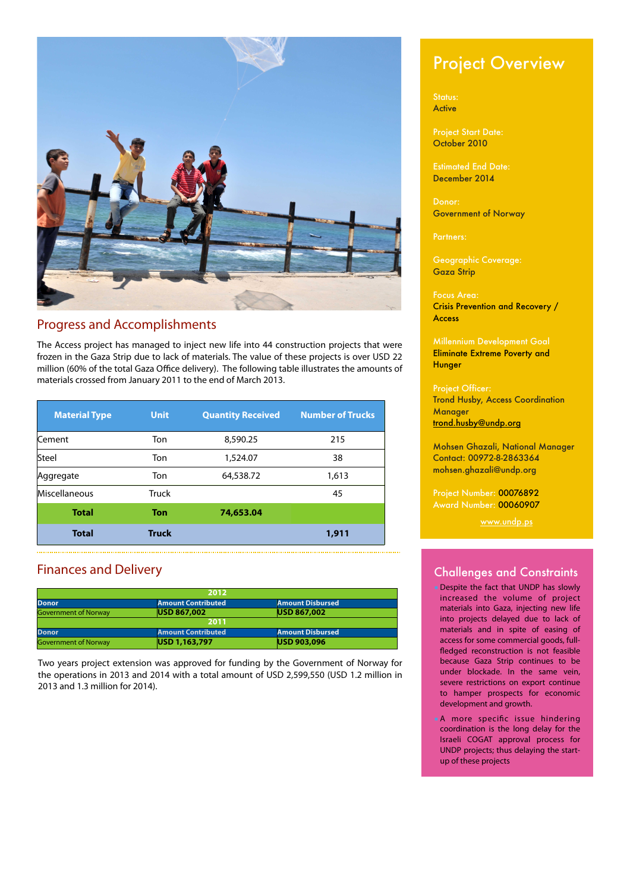## Progress and Accomplishments

The Access project has managed to inject new life into 44 construction projects that were frozen in the Gaza Strip due to lack of materials. The value of these projects is over USD 22 million (60% of the total Gaza Office delivery). The following table illustrates the amounts of materials crossed from January 2011 to the end of March 2013.

| Material Type | Unit | Quantity Received | Number of Trucks |
|---|---|---|---|
| Cement | Ton | 8,590.25 | 215 |
| Steel | Ton | 1,524.07 | 38 |
| Aggregate | Ton | 64,538.72 | 1,613 |
| Miscellaneous | Truck | | 45 |
| **Total** | **Ton** | **74,653.04** | |
| **Total** | **Truck** | | **1,911** |

## Finances and Delivery

| 2012 | | |
|---|---|---|
| **Donor** | **Amount Contributed** | **Amount Disbursed** |
| Government of Norway | **USD 867,002** | **USD 867,002** |
| **2011** | | |
| **Donor** | **Amount Contributed** | **Amount Disbursed** |
| Government of Norway | **USD 1,163,797** | **USD 903,096** |

Two years project extension was approved for funding by the Government of Norway for the operations in 2013 and 2014 with a total amount of USD 2,599,550 (USD 1.2 million in 2013 and 1.3 million for 2014).

## Project Overview

Status:
Active

Project Start Date:
October 2010

Estimated End Date:
December 2014

Donor:
Government of Norway

Partners:

Geographic Coverage:
Gaza Strip

Focus Area:
Crisis Prevention and Recovery / Access

Millennium Development Goal
Eliminate Extreme Poverty and Hunger

Project Officer:
Trond Husby, Access Coordination Manager
trond.husby@undp.org

Mohsen Ghazali, National Manager
Contact: 00972-8-2863364
mohsen.ghazali@undp.org

Project Number: 00076892
Award Number: 00060907

www.undp.ps

## Challenges and Constraints

- Despite the fact that UNDP has slowly increased the volume of project materials into Gaza, injecting new life into projects delayed due to lack of materials and in spite of easing of access for some commercial goods, full-fledged reconstruction is not feasible because Gaza Strip continues to be under blockade. In the same vein, severe restrictions on export continue to hamper prospects for economic development and growth.
- A more specific issue hindering coordination is the long delay for the Israeli COGAT approval process for UNDP projects; thus delaying the start-up of these projects